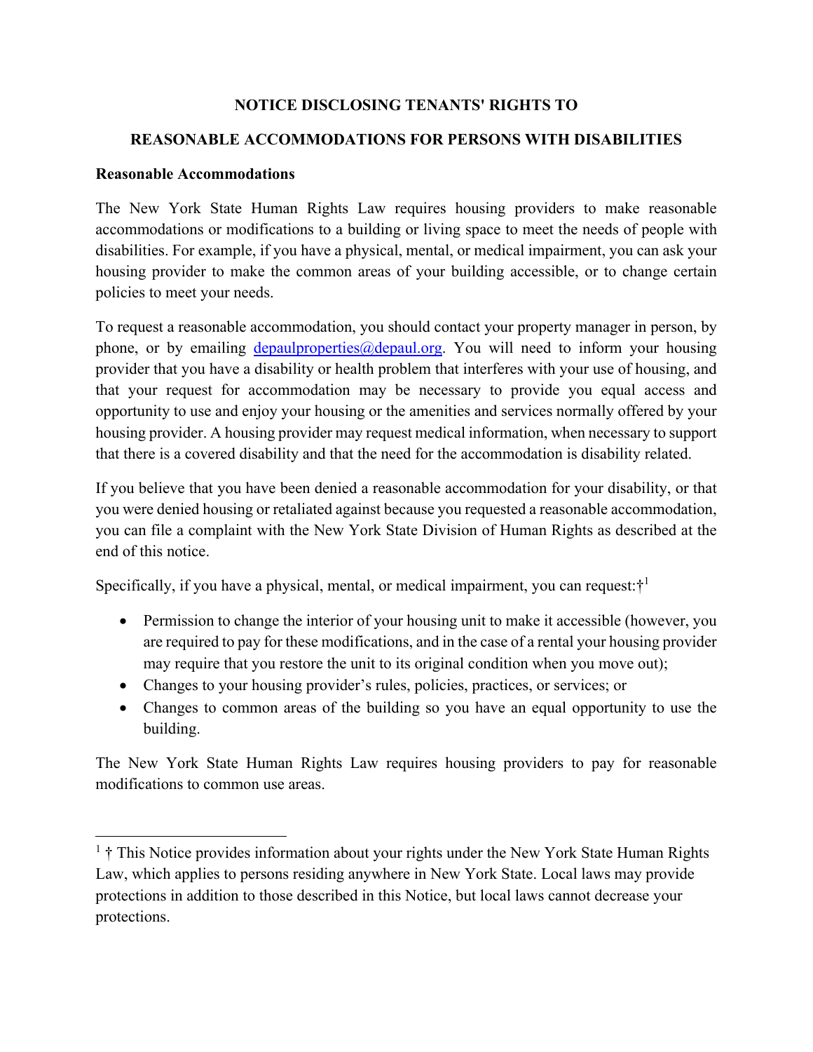**NOTICE DISCLOSING TENANTS' RIGHTS TO**

**REASONABLE ACCOMMODATIONS FOR PERSONS WITH DISABILITIES**

**Reasonable Accommodations**

The New York State Human Rights Law requires housing providers to make reasonable accommodations or modifications to a building or living space to meet the needs of people with disabilities. For example, if you have a physical, mental, or medical impairment, you can ask your housing provider to make the common areas of your building accessible, or to change certain policies to meet your needs.

To request a reasonable accommodation, you should contact your property manager in person, by phone, or by emailing [depaulproperties@depaul.org](mailto:depaulproperties@depaul.org). You will need to inform your housing provider that you have a disability or health problem that interferes with your use of housing, and that your request for accommodation may be necessary to provide you equal access and opportunity to use and enjoy your housing or the amenities and services normally offered by your housing provider. A housing provider may request medical information, when necessary to support that there is a covered disability and that the need for the accommodation is disability related.

If you believe that you have been denied a reasonable accommodation for your disability, or that you were denied housing or retaliated against because you requested a reasonable accommodation, you can file a complaint with the New York State Division of Human Rights as described at the end of this notice.

Specifically, if you have a physical, mental, or medical impairment, you can request:†[1]

- Permission to change the interior of your housing unit to make it accessible (however, you are required to pay for these modifications, and in the case of a rental your housing provider may require that you restore the unit to its original condition when you move out);
- Changes to your housing provider's rules, policies, practices, or services; or
- Changes to common areas of the building so you have an equal opportunity to use the building.

The New York State Human Rights Law requires housing providers to pay for reasonable modifications to common use areas.

---

[1] † This Notice provides information about your rights under the New York State Human Rights Law, which applies to persons residing anywhere in New York State. Local laws may provide protections in addition to those described in this Notice, but local laws cannot decrease your protections.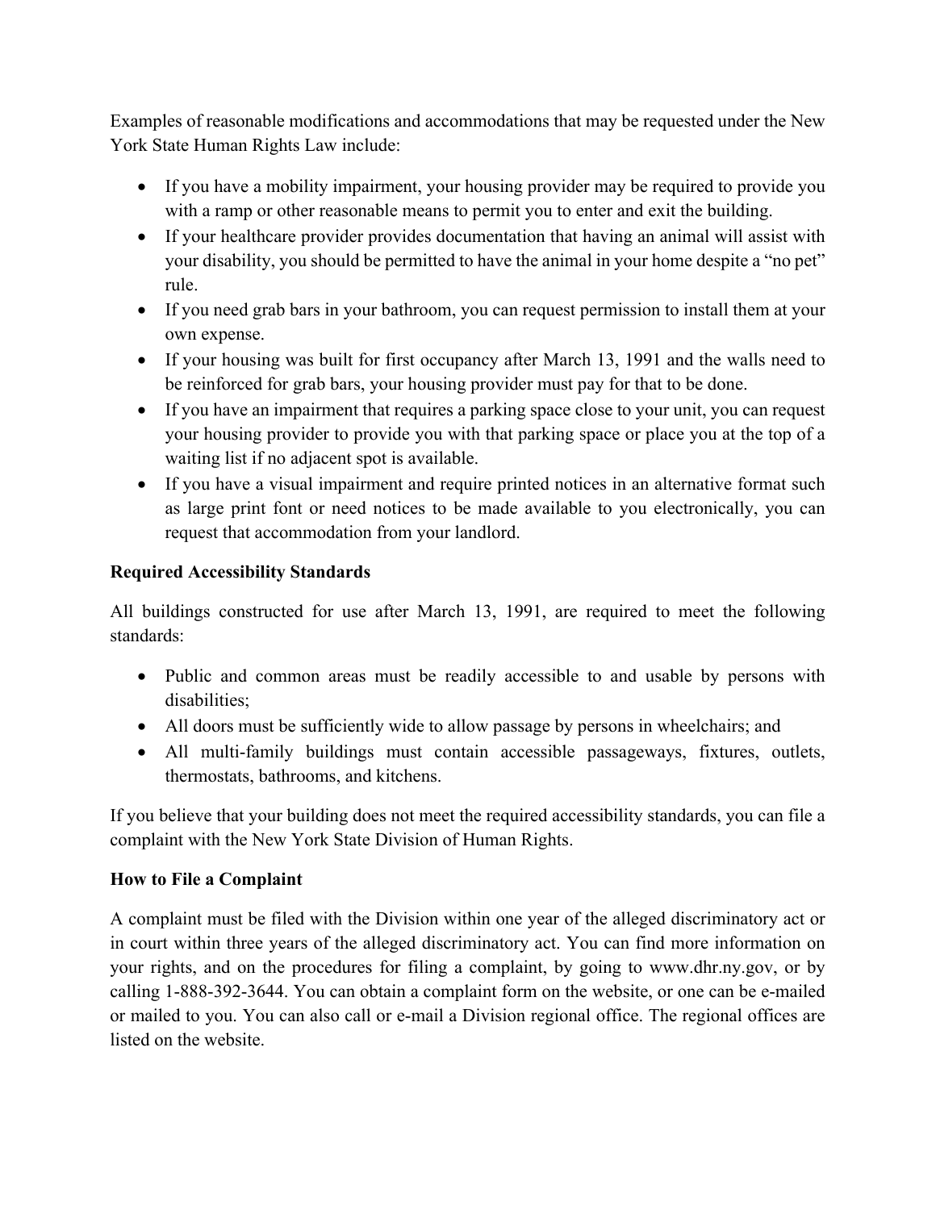Examples of reasonable modifications and accommodations that may be requested under the New York State Human Rights Law include:

- If you have a mobility impairment, your housing provider may be required to provide you with a ramp or other reasonable means to permit you to enter and exit the building.
- If your healthcare provider provides documentation that having an animal will assist with your disability, you should be permitted to have the animal in your home despite a "no pet" rule.
- If you need grab bars in your bathroom, you can request permission to install them at your own expense.
- If your housing was built for first occupancy after March 13, 1991 and the walls need to be reinforced for grab bars, your housing provider must pay for that to be done.
- If you have an impairment that requires a parking space close to your unit, you can request your housing provider to provide you with that parking space or place you at the top of a waiting list if no adjacent spot is available.
- If you have a visual impairment and require printed notices in an alternative format such as large print font or need notices to be made available to you electronically, you can request that accommodation from your landlord.

**Required Accessibility Standards**

All buildings constructed for use after March 13, 1991, are required to meet the following standards:

- Public and common areas must be readily accessible to and usable by persons with disabilities;
- All doors must be sufficiently wide to allow passage by persons in wheelchairs; and
- All multi-family buildings must contain accessible passageways, fixtures, outlets, thermostats, bathrooms, and kitchens.

If you believe that your building does not meet the required accessibility standards, you can file a complaint with the New York State Division of Human Rights.

**How to File a Complaint**

A complaint must be filed with the Division within one year of the alleged discriminatory act or in court within three years of the alleged discriminatory act. You can find more information on your rights, and on the procedures for filing a complaint, by going to www.dhr.ny.gov, or by calling 1-888-392-3644. You can obtain a complaint form on the website, or one can be e-mailed or mailed to you. You can also call or e-mail a Division regional office. The regional offices are listed on the website.